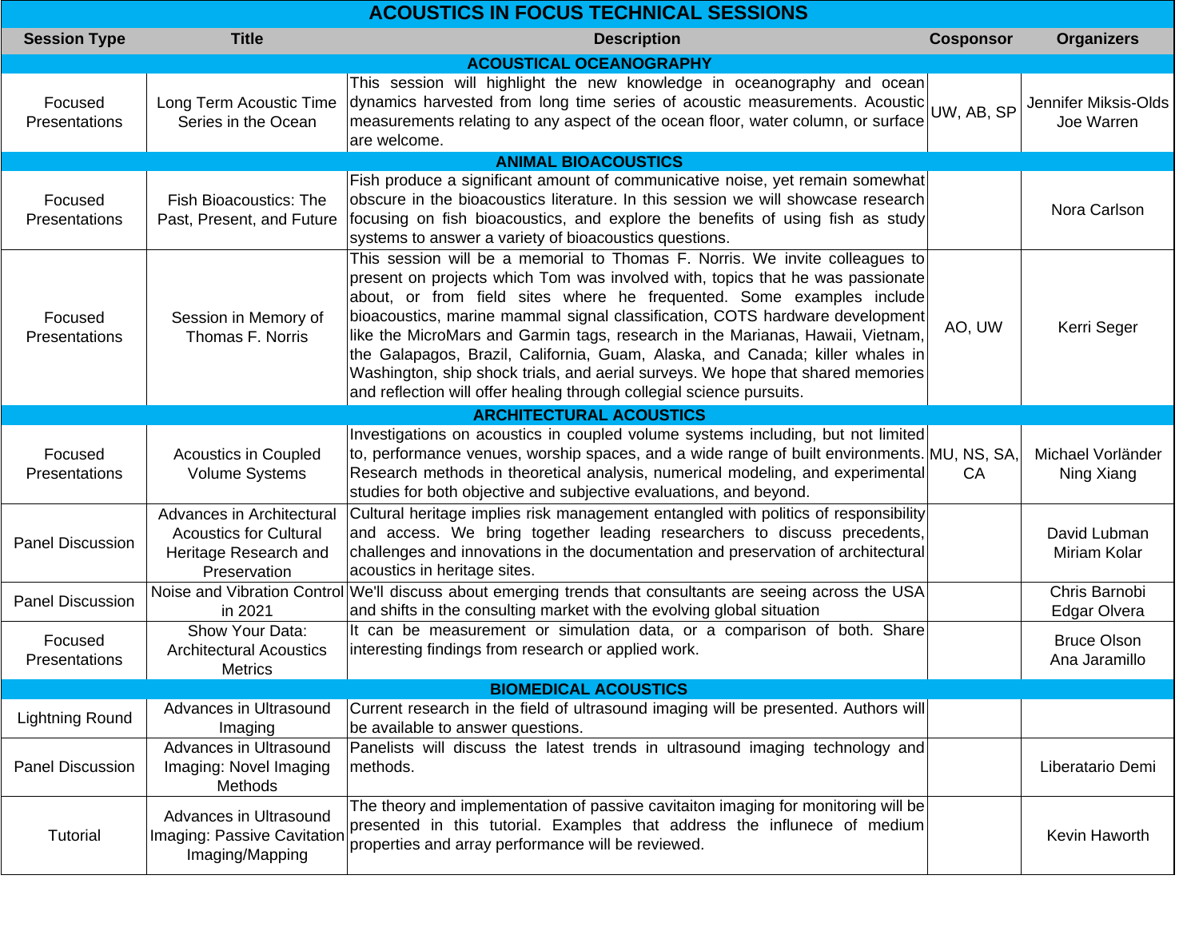# ACOUSTICS IN FOCUS TECHNICAL SESSIONS

| Session Type | Title | Description | Cosponsor | Organizers |
|---|---|---|---|---|
| **ACOUSTICAL OCEANOGRAPHY** | | | | |
| Focused Presentations | Long Term Acoustic Time Series in the Ocean | This session will highlight the new knowledge in oceanography and ocean dynamics harvested from long time series of acoustic measurements. Acoustic measurements relating to any aspect of the ocean floor, water column, or surface are welcome. | UW, AB, SP | Jennifer Miksis-Olds<br>Joe Warren |
| **ANIMAL BIOACOUSTICS** | | | | |
| Focused Presentations | Fish Bioacoustics: The Past, Present, and Future | Fish produce a significant amount of communicative noise, yet remain somewhat obscure in the bioacoustics literature. In this session we will showcase research focusing on fish bioacoustics, and explore the benefits of using fish as study systems to answer a variety of bioacoustics questions. | | Nora Carlson |
| Focused Presentations | Session in Memory of Thomas F. Norris | This session will be a memorial to Thomas F. Norris. We invite colleagues to present on projects which Tom was involved with, topics that he was passionate about, or from field sites where he frequented. Some examples include bioacoustics, marine mammal signal classification, COTS hardware development like the MicroMars and Garmin tags, research in the Marianas, Hawaii, Vietnam, the Galapagos, Brazil, California, Guam, Alaska, and Canada; killer whales in Washington, ship shock trials, and aerial surveys. We hope that shared memories and reflection will offer healing through collegial science pursuits. | AO, UW | Kerri Seger |
| **ARCHITECTURAL ACOUSTICS** | | | | |
| Focused Presentations | Acoustics in Coupled Volume Systems | Investigations on acoustics in coupled volume systems including, but not limited to, performance venues, worship spaces, and a wide range of built environments. Research methods in theoretical analysis, numerical modeling, and experimental studies for both objective and subjective evaluations, and beyond. | MU, NS, SA, CA | Michael Vorländer<br>Ning Xiang |
| Panel Discussion | Advances in Architectural Acoustics for Cultural Heritage Research and Preservation | Cultural heritage implies risk management entangled with politics of responsibility and access. We bring together leading researchers to discuss precedents, challenges and innovations in the documentation and preservation of architectural acoustics in heritage sites. | | David Lubman<br>Miriam Kolar |
| Panel Discussion | Noise and Vibration Control in 2021 | We'll discuss about emerging trends that consultants are seeing across the USA and shifts in the consulting market with the evolving global situation | | Chris Barnobi<br>Edgar Olvera |
| Focused Presentations | Show Your Data: Architectural Acoustics Metrics | It can be measurement or simulation data, or a comparison of both. Share interesting findings from research or applied work. | | Bruce Olson<br>Ana Jaramillo |
| **BIOMEDICAL ACOUSTICS** | | | | |
| Lightning Round | Advances in Ultrasound Imaging | Current research in the field of ultrasound imaging will be presented. Authors will be available to answer questions. | | |
| Panel Discussion | Advances in Ultrasound Imaging: Novel Imaging Methods | Panelists will discuss the latest trends in ultrasound imaging technology and methods. | | Liberatario Demi |
| Tutorial | Advances in Ultrasound Imaging: Passive Cavitation Imaging/Mapping | The theory and implementation of passive cavitaiton imaging for monitoring will be presented in this tutorial. Examples that address the influnece of medium properties and array performance will be reviewed. | | Kevin Haworth |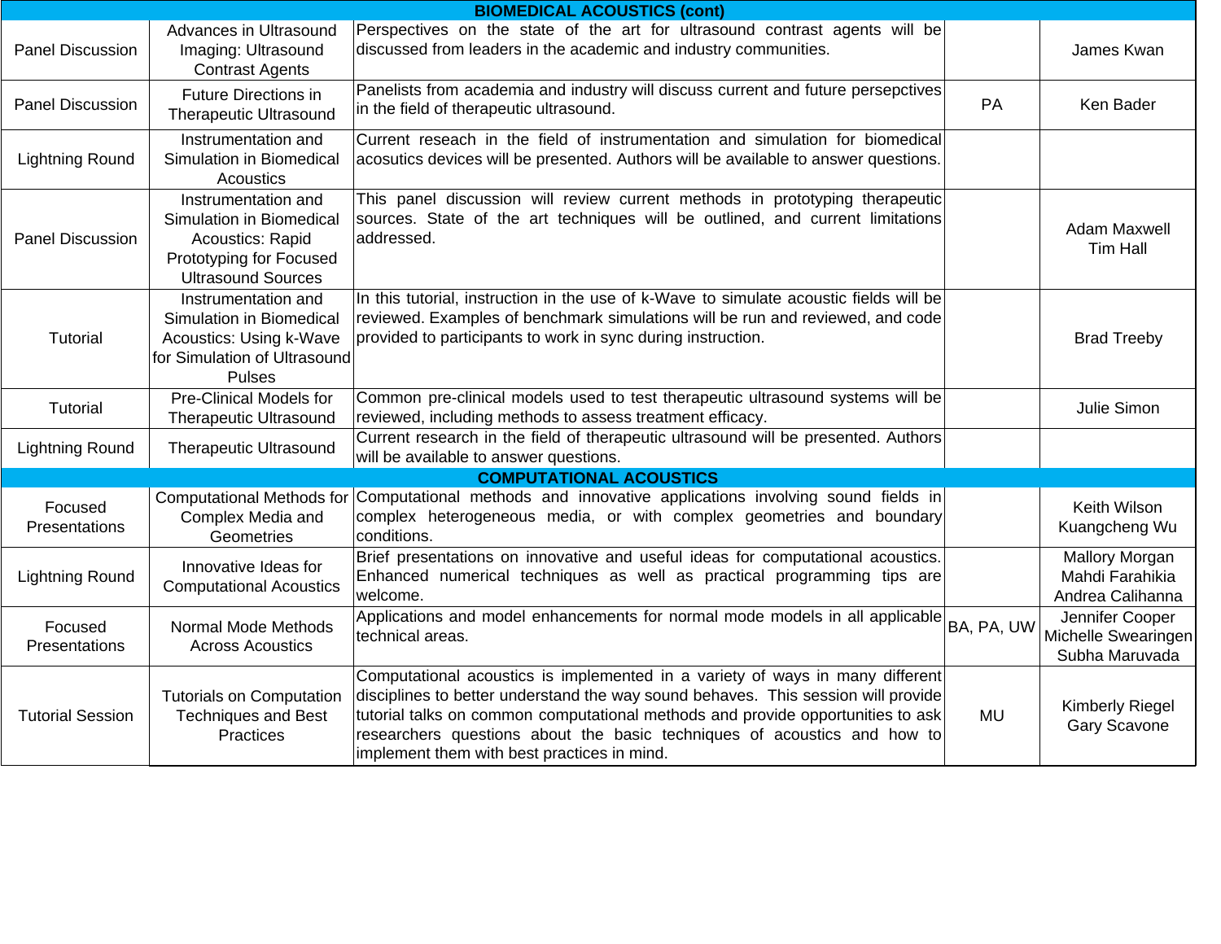| BIOMEDICAL ACOUSTICS (cont) | | | | |
|---|---|---|---|---|
| Panel Discussion | Advances in Ultrasound Imaging: Ultrasound Contrast Agents | Perspectives on the state of the art for ultrasound contrast agents will be discussed from leaders in the academic and industry communities. | | James Kwan |
| Panel Discussion | Future Directions in Therapeutic Ultrasound | Panelists from academia and industry will discuss current and future persepctives in the field of therapeutic ultrasound. | PA | Ken Bader |
| Lightning Round | Instrumentation and Simulation in Biomedical Acoustics | Current reseach in the field of instrumentation and simulation for biomedical acosutics devices will be presented. Authors will be available to answer questions. | | |
| Panel Discussion | Instrumentation and Simulation in Biomedical Acoustics: Rapid Prototyping for Focused Ultrasound Sources | This panel discussion will review current methods in prototyping therapeutic sources. State of the art techniques will be outlined, and current limitations addressed. | | Adam Maxwell<br>Tim Hall |
| Tutorial | Instrumentation and Simulation in Biomedical Acoustics: Using k-Wave for Simulation of Ultrasound Pulses | In this tutorial, instruction in the use of k-Wave to simulate acoustic fields will be reviewed. Examples of benchmark simulations will be run and reviewed, and code provided to participants to work in sync during instruction. | | Brad Treeby |
| Tutorial | Pre-Clinical Models for Therapeutic Ultrasound | Common pre-clinical models used to test therapeutic ultrasound systems will be reviewed, including methods to assess treatment efficacy. | | Julie Simon |
| Lightning Round | Therapeutic Ultrasound | Current research in the field of therapeutic ultrasound will be presented. Authors will be available to answer questions. | | |
| **COMPUTATIONAL ACOUSTICS** | | | | |
| Focused Presentations | Computational Methods for Complex Media and Geometries | Computational methods and innovative applications involving sound fields in complex heterogeneous media, or with complex geometries and boundary conditions. | | Keith Wilson<br>Kuangcheng Wu |
| Lightning Round | Innovative Ideas for Computational Acoustics | Brief presentations on innovative and useful ideas for computational acoustics. Enhanced numerical techniques as well as practical programming tips are welcome. | | Mallory Morgan<br>Mahdi Farahikia<br>Andrea Calihanna |
| Focused Presentations | Normal Mode Methods Across Acoustics | Applications and model enhancements for normal mode models in all applicable technical areas. | BA, PA, UW | Jennifer Cooper<br>Michelle Swearingen<br>Subha Maruvada |
| Tutorial Session | Tutorials on Computation Techniques and Best Practices | Computational acoustics is implemented in a variety of ways in many different disciplines to better understand the way sound behaves. This session will provide tutorial talks on common computational methods and provide opportunities to ask researchers questions about the basic techniques of acoustics and how to implement them with best practices in mind. | MU | Kimberly Riegel<br>Gary Scavone |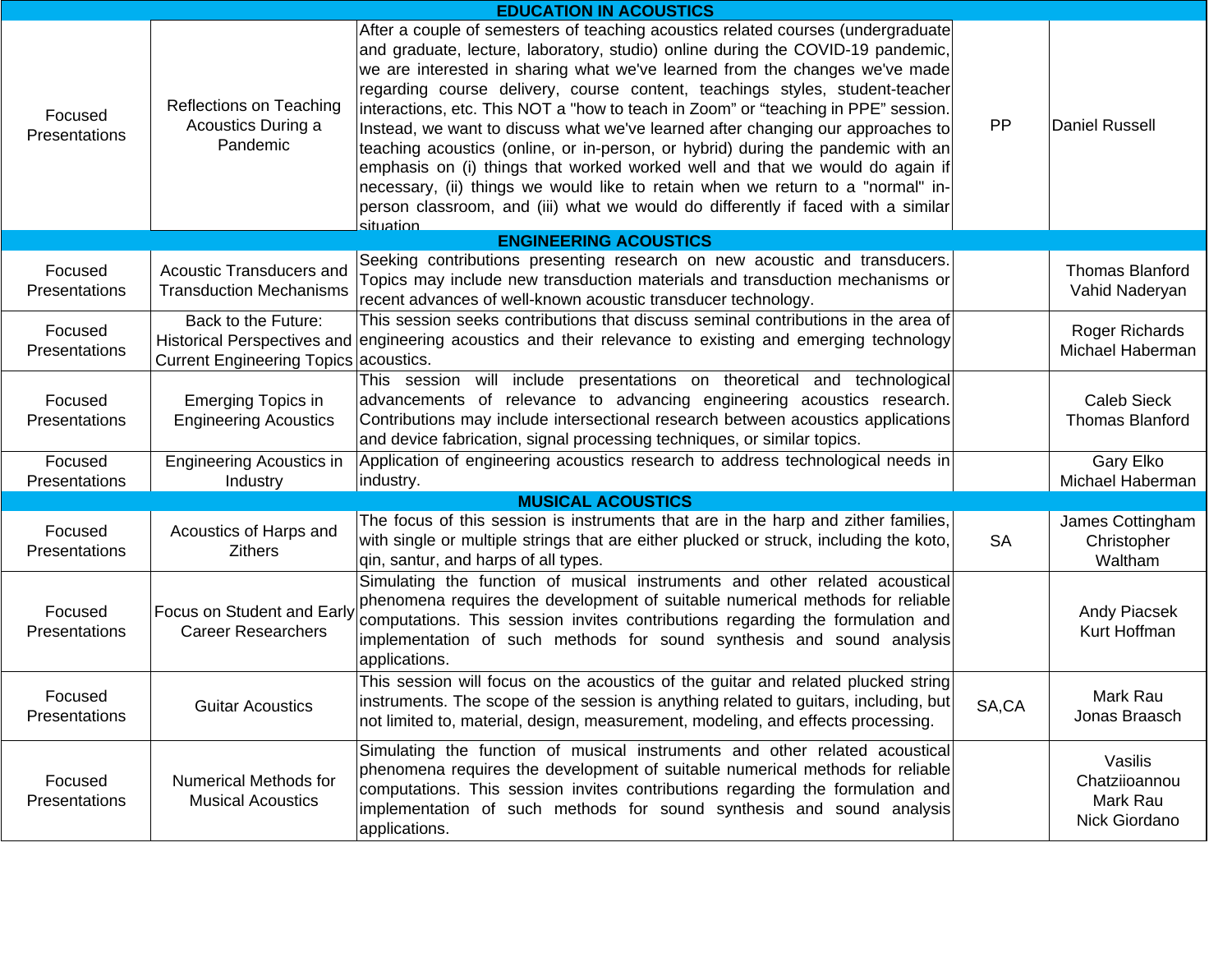| | | | | |
|---|---|---|---|---|
| **EDUCATION IN ACOUSTICS** | | | | |
| Focused Presentations | Reflections on Teaching Acoustics During a Pandemic | After a couple of semesters of teaching acoustics related courses (undergraduate and graduate, lecture, laboratory, studio) online during the COVID-19 pandemic, we are interested in sharing what we've learned from the changes we've made regarding course delivery, course content, teachings styles, student-teacher interactions, etc. This NOT a "how to teach in Zoom" or "teaching in PPE" session. Instead, we want to discuss what we've learned after changing our approaches to teaching acoustics (online, or in-person, or hybrid) during the pandemic with an emphasis on (i) things that worked worked well and that we would do again if necessary, (ii) things we would like to retain when we return to a "normal" in-person classroom, and (iii) what we would do differently if faced with a similar situation | PP | Daniel Russell |
| **ENGINEERING ACOUSTICS** | | | | |
| Focused Presentations | Acoustic Transducers and Transduction Mechanisms | Seeking contributions presenting research on new acoustic and transducers. Topics may include new transduction materials and transduction mechanisms or recent advances of well-known acoustic transducer technology. | | Thomas Blanford<br>Vahid Naderyan |
| Focused Presentations | Back to the Future: Historical Perspectives and Current Engineering Topics | This session seeks contributions that discuss seminal contributions in the area of engineering acoustics and their relevance to existing and emerging technology acoustics. | | Roger Richards<br>Michael Haberman |
| Focused Presentations | Emerging Topics in Engineering Acoustics | This session will include presentations on theoretical and technological advancements of relevance to advancing engineering acoustics research. Contributions may include intersectional research between acoustics applications and device fabrication, signal processing techniques, or similar topics. | | Caleb Sieck<br>Thomas Blanford |
| Focused Presentations | Engineering Acoustics in Industry | Application of engineering acoustics research to address technological needs in industry. | | Gary Elko<br>Michael Haberman |
| **MUSICAL ACOUSTICS** | | | | |
| Focused Presentations | Acoustics of Harps and Zithers | The focus of this session is instruments that are in the harp and zither families, with single or multiple strings that are either plucked or struck, including the koto, qin, santur, and harps of all types. | SA | James Cottingham<br>Christopher Waltham |
| Focused Presentations | Focus on Student and Early Career Researchers | Simulating the function of musical instruments and other related acoustical phenomena requires the development of suitable numerical methods for reliable computations. This session invites contributions regarding the formulation and implementation of such methods for sound synthesis and sound analysis applications. | | Andy Piacsek<br>Kurt Hoffman |
| Focused Presentations | Guitar Acoustics | This session will focus on the acoustics of the guitar and related plucked string instruments. The scope of the session is anything related to guitars, including, but not limited to, material, design, measurement, modeling, and effects processing. | SA,CA | Mark Rau<br>Jonas Braasch |
| Focused Presentations | Numerical Methods for Musical Acoustics | Simulating the function of musical instruments and other related acoustical phenomena requires the development of suitable numerical methods for reliable computations. This session invites contributions regarding the formulation and implementation of such methods for sound synthesis and sound analysis applications. | | Vasilis Chatziioannou<br>Mark Rau<br>Nick Giordano |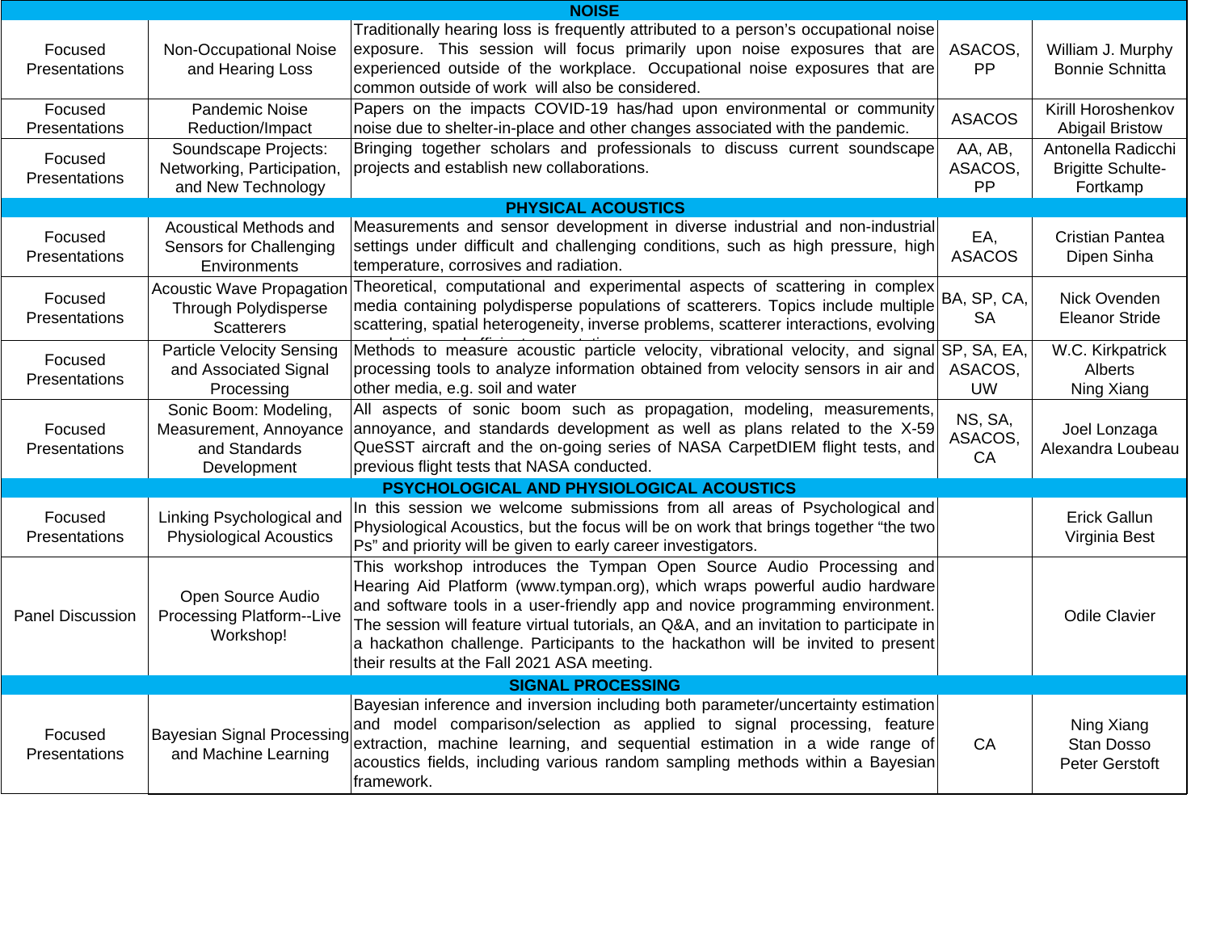| | | | | |
|---|---|---|---|---|
| **NOISE** | | | | |
| Focused Presentations | Non-Occupational Noise and Hearing Loss | Traditionally hearing loss is frequently attributed to a person's occupational noise exposure. This session will focus primarily upon noise exposures that are experienced outside of the workplace. Occupational noise exposures that are common outside of work will also be considered. | ASACOS, PP | William J. Murphy Bonnie Schnitta |
| Focused Presentations | Pandemic Noise Reduction/Impact | Papers on the impacts COVID-19 has/had upon environmental or community noise due to shelter-in-place and other changes associated with the pandemic. | ASACOS | Kirill Horoshenkov Abigail Bristow |
| Focused Presentations | Soundscape Projects: Networking, Participation, and New Technology | Bringing together scholars and professionals to discuss current soundscape projects and establish new collaborations. | AA, AB, ASACOS, PP | Antonella Radicchi Brigitte Schulte-Fortkamp |
| **PHYSICAL ACOUSTICS** | | | | |
| Focused Presentations | Acoustical Methods and Sensors for Challenging Environments | Measurements and sensor development in diverse industrial and non-industrial settings under difficult and challenging conditions, such as high pressure, high temperature, corrosives and radiation. | EA, ASACOS | Cristian Pantea Dipen Sinha |
| Focused Presentations | Acoustic Wave Propagation Through Polydisperse Scatterers | Theoretical, computational and experimental aspects of scattering in complex media containing polydisperse populations of scatterers. Topics include multiple scattering, spatial heterogeneity, inverse problems, scatterer interactions, evolving | BA, SP, CA, SA | Nick Ovenden Eleanor Stride |
| Focused Presentations | Particle Velocity Sensing and Associated Signal Processing | Methods to measure acoustic particle velocity, vibrational velocity, and signal processing tools to analyze information obtained from velocity sensors in air and other media, e.g. soil and water | SP, SA, EA, ASACOS, UW | W.C. Kirkpatrick Alberts Ning Xiang |
| Focused Presentations | Sonic Boom: Modeling, Measurement, Annoyance and Standards Development | All aspects of sonic boom such as propagation, modeling, measurements, annoyance, and standards development as well as plans related to the X-59 QueSST aircraft and the on-going series of NASA CarpetDIEM flight tests, and previous flight tests that NASA conducted. | NS, SA, ASACOS, CA | Joel Lonzaga Alexandra Loubeau |
| **PSYCHOLOGICAL AND PHYSIOLOGICAL ACOUSTICS** | | | | |
| Focused Presentations | Linking Psychological and Physiological Acoustics | In this session we welcome submissions from all areas of Psychological and Physiological Acoustics, but the focus will be on work that brings together "the two Ps" and priority will be given to early career investigators. | | Erick Gallun Virginia Best |
| Panel Discussion | Open Source Audio Processing Platform--Live Workshop! | This workshop introduces the Tympan Open Source Audio Processing and Hearing Aid Platform (www.tympan.org), which wraps powerful audio hardware and software tools in a user-friendly app and novice programming environment. The session will feature virtual tutorials, an Q&A, and an invitation to participate in a hackathon challenge. Participants to the hackathon will be invited to present their results at the Fall 2021 ASA meeting. | | Odile Clavier |
| **SIGNAL PROCESSING** | | | | |
| Focused Presentations | Bayesian Signal Processing and Machine Learning | Bayesian inference and inversion including both parameter/uncertainty estimation and model comparison/selection as applied to signal processing, feature extraction, machine learning, and sequential estimation in a wide range of acoustics fields, including various random sampling methods within a Bayesian framework. | CA | Ning Xiang Stan Dosso Peter Gerstoft |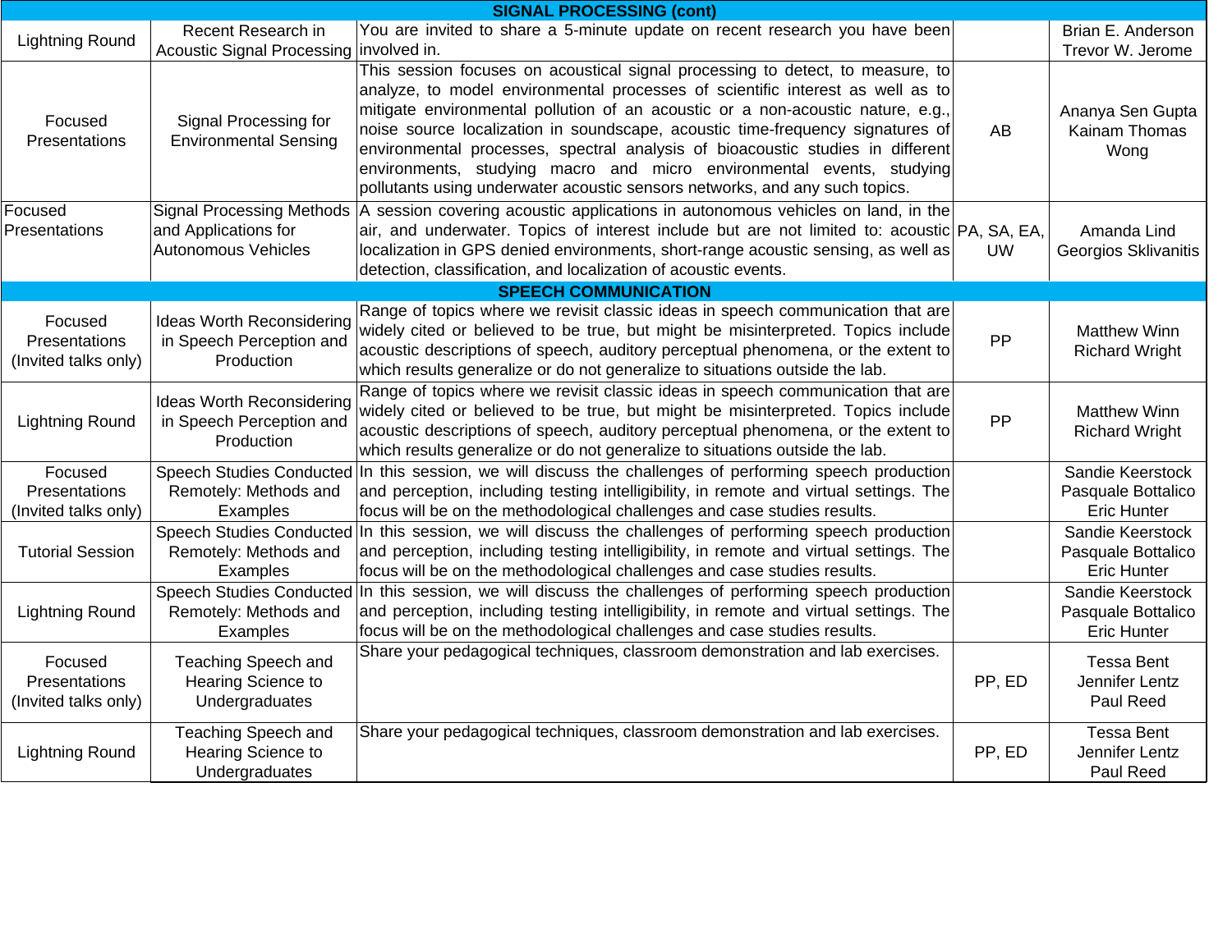| SIGNAL PROCESSING (cont) | | | | |
|---|---|---|---|---|
| Lightning Round | Recent Research in Acoustic Signal Processing | You are invited to share a 5-minute update on recent research you have been involved in. | | Brian E. Anderson<br>Trevor W. Jerome |
| Focused Presentations | Signal Processing for Environmental Sensing | This session focuses on acoustical signal processing to detect, to measure, to analyze, to model environmental processes of scientific interest as well as to mitigate environmental pollution of an acoustic or a non-acoustic nature, e.g., noise source localization in soundscape, acoustic time-frequency signatures of environmental processes, spectral analysis of bioacoustic studies in different environments, studying macro and micro environmental events, studying pollutants using underwater acoustic sensors networks, and any such topics. | AB | Ananya Sen Gupta<br>Kainam Thomas Wong |
| Focused Presentations | Signal Processing Methods and Applications for Autonomous Vehicles | A session covering acoustic applications in autonomous vehicles on land, in the air, and underwater. Topics of interest include but are not limited to: acoustic localization in GPS denied environments, short-range acoustic sensing, as well as detection, classification, and localization of acoustic events. | PA, SA, EA, UW | Amanda Lind<br>Georgios Sklivanitis |
| **SPEECH COMMUNICATION** | | | | |
| Focused Presentations (Invited talks only) | Ideas Worth Reconsidering in Speech Perception and Production | Range of topics where we revisit classic ideas in speech communication that are widely cited or believed to be true, but might be misinterpreted. Topics include acoustic descriptions of speech, auditory perceptual phenomena, or the extent to which results generalize or do not generalize to situations outside the lab. | PP | Matthew Winn<br>Richard Wright |
| Lightning Round | Ideas Worth Reconsidering in Speech Perception and Production | Range of topics where we revisit classic ideas in speech communication that are widely cited or believed to be true, but might be misinterpreted. Topics include acoustic descriptions of speech, auditory perceptual phenomena, or the extent to which results generalize or do not generalize to situations outside the lab. | PP | Matthew Winn<br>Richard Wright |
| Focused Presentations (Invited talks only) | Speech Studies Conducted Remotely: Methods and Examples | In this session, we will discuss the challenges of performing speech production and perception, including testing intelligibility, in remote and virtual settings. The focus will be on the methodological challenges and case studies results. | | Sandie Keerstock<br>Pasquale Bottalico<br>Eric Hunter |
| Tutorial Session | Speech Studies Conducted Remotely: Methods and Examples | In this session, we will discuss the challenges of performing speech production and perception, including testing intelligibility, in remote and virtual settings. The focus will be on the methodological challenges and case studies results. | | Sandie Keerstock<br>Pasquale Bottalico<br>Eric Hunter |
| Lightning Round | Speech Studies Conducted Remotely: Methods and Examples | In this session, we will discuss the challenges of performing speech production and perception, including testing intelligibility, in remote and virtual settings. The focus will be on the methodological challenges and case studies results. | | Sandie Keerstock<br>Pasquale Bottalico<br>Eric Hunter |
| Focused Presentations (Invited talks only) | Teaching Speech and Hearing Science to Undergraduates | Share your pedagogical techniques, classroom demonstration and lab exercises. | PP, ED | Tessa Bent<br>Jennifer Lentz<br>Paul Reed |
| Lightning Round | Teaching Speech and Hearing Science to Undergraduates | Share your pedagogical techniques, classroom demonstration and lab exercises. | PP, ED | Tessa Bent<br>Jennifer Lentz<br>Paul Reed |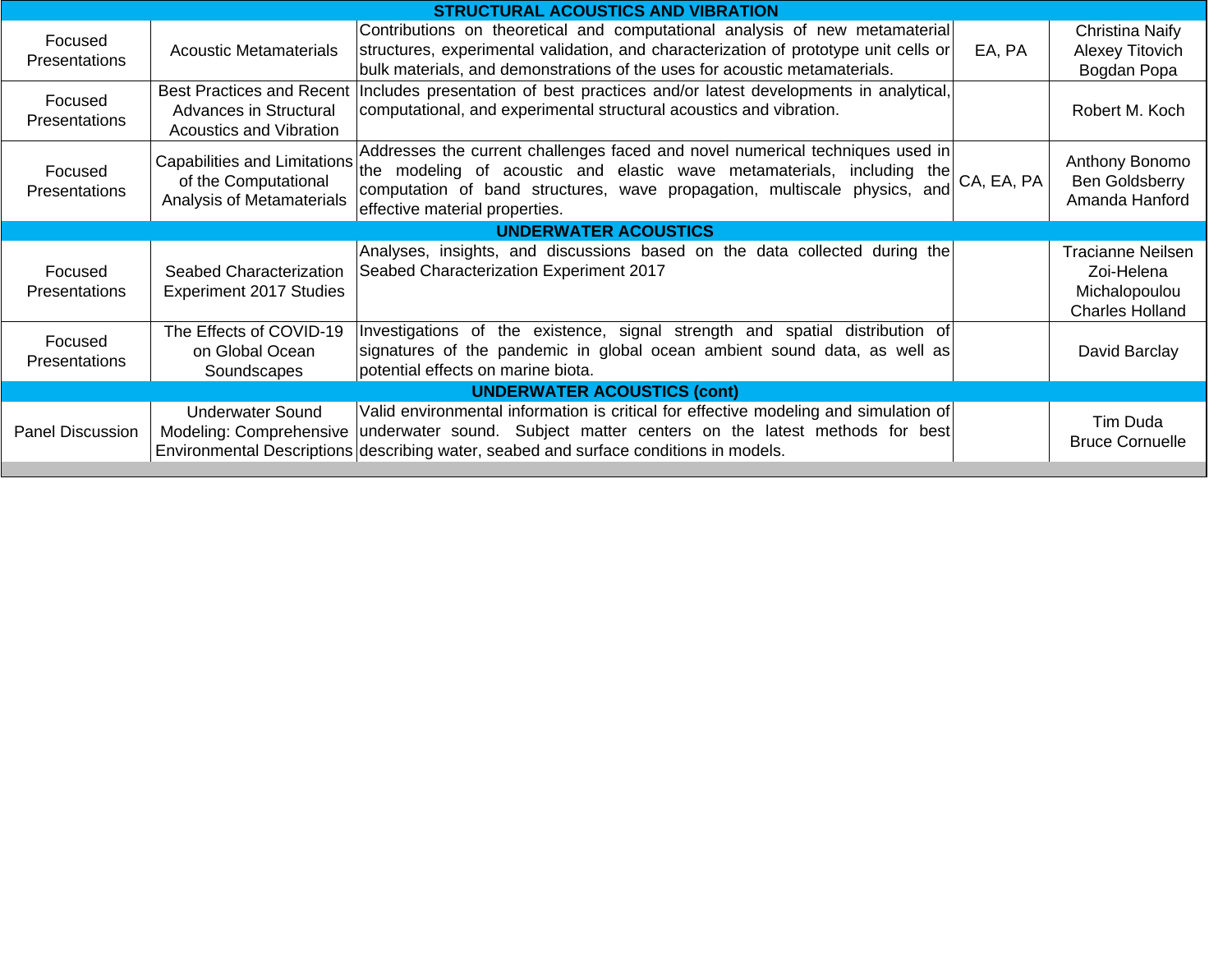| | | | | |
|---|---|---|---|---|
| **STRUCTURAL ACOUSTICS AND VIBRATION** | | | | |
| Focused Presentations | Acoustic Metamaterials | Contributions on theoretical and computational analysis of new metamaterial structures, experimental validation, and characterization of prototype unit cells or bulk materials, and demonstrations of the uses for acoustic metamaterials. | EA, PA | Christina Naify<br>Alexey Titovich<br>Bogdan Popa |
| Focused Presentations | Best Practices and Recent Advances in Structural Acoustics and Vibration | Includes presentation of best practices and/or latest developments in analytical, computational, and experimental structural acoustics and vibration. | | Robert M. Koch |
| Focused Presentations | Capabilities and Limitations of the Computational Analysis of Metamaterials | Addresses the current challenges faced and novel numerical techniques used in the modeling of acoustic and elastic wave metamaterials, including the computation of band structures, wave propagation, multiscale physics, and effective material properties. | CA, EA, PA | Anthony Bonomo<br>Ben Goldsberry<br>Amanda Hanford |
| **UNDERWATER ACOUSTICS** | | | | |
| Focused Presentations | Seabed Characterization Experiment 2017 Studies | Analyses, insights, and discussions based on the data collected during the Seabed Characterization Experiment 2017 | | Tracianne Neilsen<br>Zoi-Helena Michalopoulou<br>Charles Holland |
| Focused Presentations | The Effects of COVID-19 on Global Ocean Soundscapes | Investigations of the existence, signal strength and spatial distribution of signatures of the pandemic in global ocean ambient sound data, as well as potential effects on marine biota. | | David Barclay |
| **UNDERWATER ACOUSTICS (cont)** | | | | |
| Panel Discussion | Underwater Sound Modeling: Comprehensive Environmental Descriptions | Valid environmental information is critical for effective modeling and simulation of underwater sound. Subject matter centers on the latest methods for best describing water, seabed and surface conditions in models. | | Tim Duda<br>Bruce Cornuelle |